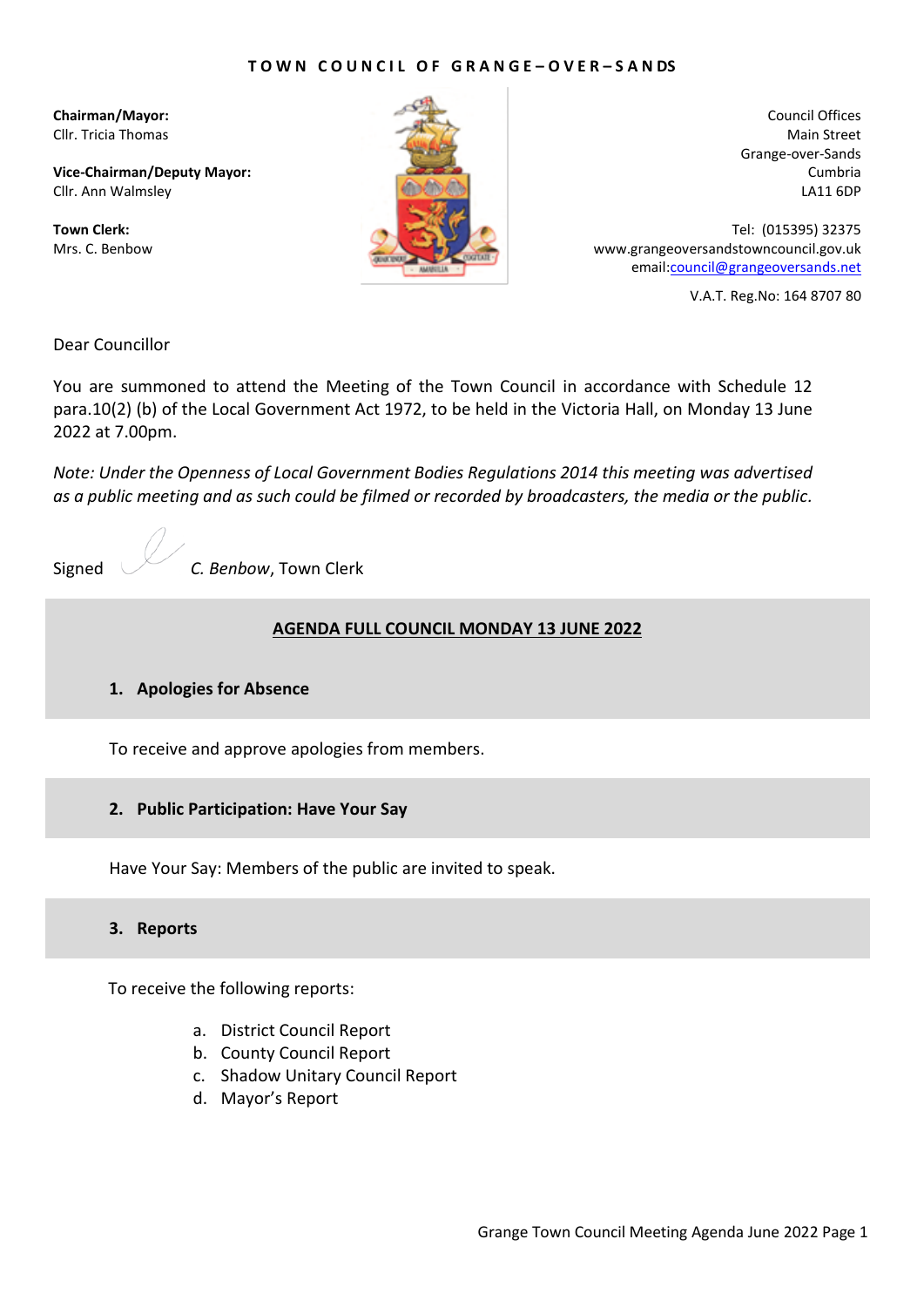**TOWN COUNCIL OF GRANGE–OVER–SANDS**

**Chairman/Mayor:**
Cllr. Tricia Thomas

**Vice-Chairman/Deputy Mayor:**
Cllr. Ann Walmsley

**Town Clerk:**
Mrs. C. Benbow

Council Offices
Main Street
Grange-over-Sands
Cumbria
LA11 6DP

Tel: (015395) 32375
www.grangeoversandstowncouncil.gov.uk
email:council@grangeoversands.net

V.A.T. Reg.No: 164 8707 80

Dear Councillor

You are summoned to attend the Meeting of the Town Council in accordance with Schedule 12 para.10(2) (b) of the Local Government Act 1972, to be held in the Victoria Hall, on Monday 13 June 2022 at 7.00pm.

*Note: Under the Openness of Local Government Bodies Regulations 2014 this meeting was advertised as a public meeting and as such could be filmed or recorded by broadcasters, the media or the public.*

Signed *C. Benbow*, Town Clerk

## AGENDA FULL COUNCIL MONDAY 13 JUNE 2022

### 1. Apologies for Absence

To receive and approve apologies from members.

### 2. Public Participation: Have Your Say

Have Your Say: Members of the public are invited to speak.

### 3. Reports

To receive the following reports:

a. District Council Report
b. County Council Report
c. Shadow Unitary Council Report
d. Mayor's Report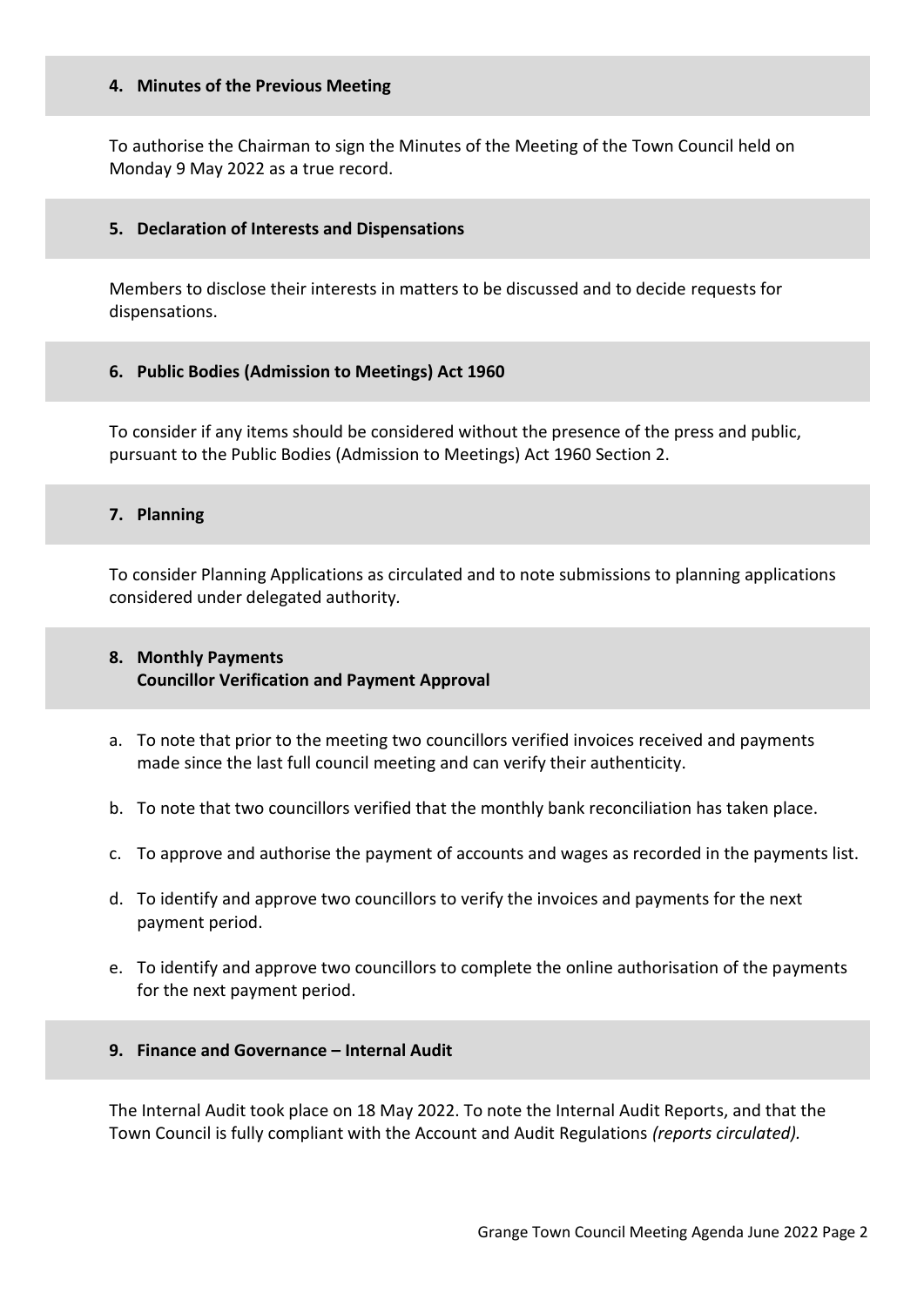## 4. Minutes of the Previous Meeting

To authorise the Chairman to sign the Minutes of the Meeting of the Town Council held on Monday 9 May 2022 as a true record.

## 5. Declaration of Interests and Dispensations

Members to disclose their interests in matters to be discussed and to decide requests for dispensations.

## 6. Public Bodies (Admission to Meetings) Act 1960

To consider if any items should be considered without the presence of the press and public, pursuant to the Public Bodies (Admission to Meetings) Act 1960 Section 2.

## 7. Planning

To consider Planning Applications as circulated and to note submissions to planning applications considered under delegated authority.

## 8. Monthly Payments
**Councillor Verification and Payment Approval**

a. To note that prior to the meeting two councillors verified invoices received and payments made since the last full council meeting and can verify their authenticity.

b. To note that two councillors verified that the monthly bank reconciliation has taken place.

c. To approve and authorise the payment of accounts and wages as recorded in the payments list.

d. To identify and approve two councillors to verify the invoices and payments for the next payment period.

e. To identify and approve two councillors to complete the online authorisation of the payments for the next payment period.

## 9. Finance and Governance – Internal Audit

The Internal Audit took place on 18 May 2022. To note the Internal Audit Reports, and that the Town Council is fully compliant with the Account and Audit Regulations *(reports circulated).*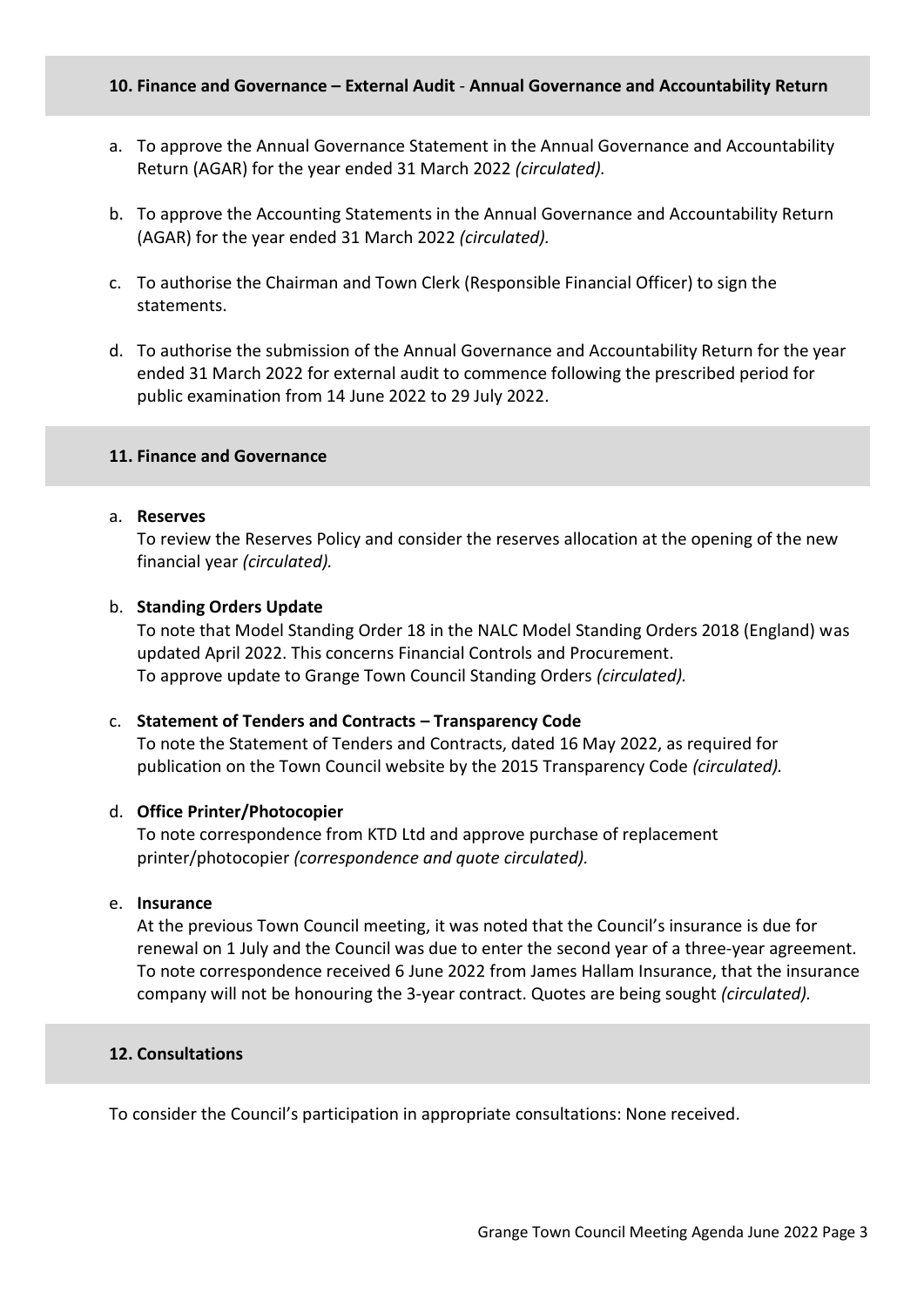## 10. Finance and Governance – External Audit - Annual Governance and Accountability Return

a. To approve the Annual Governance Statement in the Annual Governance and Accountability Return (AGAR) for the year ended 31 March 2022 *(circulated).*

b. To approve the Accounting Statements in the Annual Governance and Accountability Return (AGAR) for the year ended 31 March 2022 *(circulated).*

c. To authorise the Chairman and Town Clerk (Responsible Financial Officer) to sign the statements.

d. To authorise the submission of the Annual Governance and Accountability Return for the year ended 31 March 2022 for external audit to commence following the prescribed period for public examination from 14 June 2022 to 29 July 2022.

## 11. Finance and Governance

a. **Reserves**
To review the Reserves Policy and consider the reserves allocation at the opening of the new financial year *(circulated).*

b. **Standing Orders Update**
To note that Model Standing Order 18 in the NALC Model Standing Orders 2018 (England) was updated April 2022. This concerns Financial Controls and Procurement.
To approve update to Grange Town Council Standing Orders *(circulated).*

c. **Statement of Tenders and Contracts – Transparency Code**
To note the Statement of Tenders and Contracts, dated 16 May 2022, as required for publication on the Town Council website by the 2015 Transparency Code *(circulated).*

d. **Office Printer/Photocopier**
To note correspondence from KTD Ltd and approve purchase of replacement printer/photocopier *(correspondence and quote circulated).*

e. **Insurance**
At the previous Town Council meeting, it was noted that the Council's insurance is due for renewal on 1 July and the Council was due to enter the second year of a three-year agreement. To note correspondence received 6 June 2022 from James Hallam Insurance, that the insurance company will not be honouring the 3-year contract. Quotes are being sought *(circulated).*

## 12. Consultations

To consider the Council's participation in appropriate consultations: None received.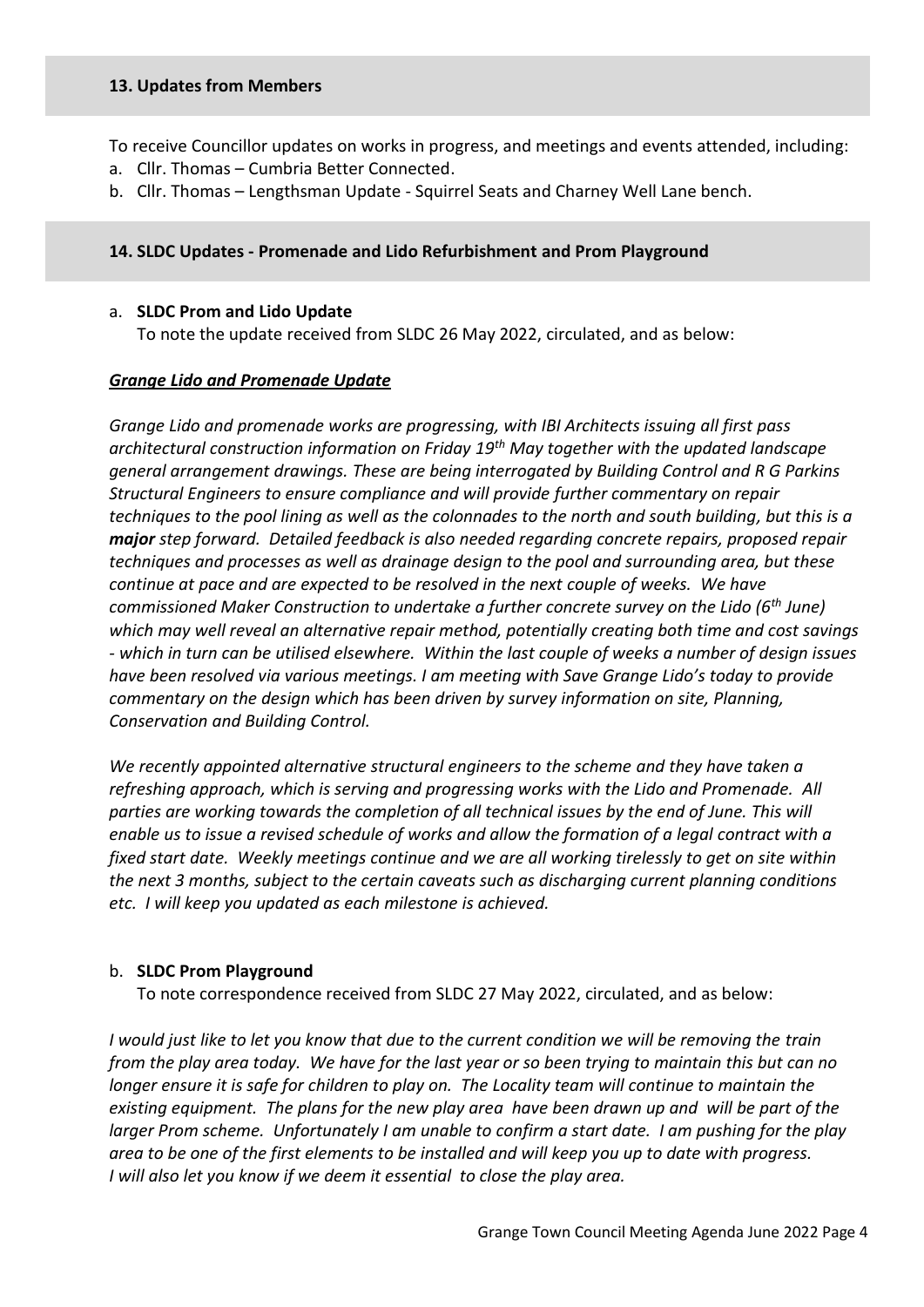## 13. Updates from Members

To receive Councillor updates on works in progress, and meetings and events attended, including:

a. Cllr. Thomas – Cumbria Better Connected.
b. Cllr. Thomas – Lengthsman Update - Squirrel Seats and Charney Well Lane bench.

## 14. SLDC Updates - Promenade and Lido Refurbishment and Prom Playground

a. **SLDC Prom and Lido Update**
To note the update received from SLDC 26 May 2022, circulated, and as below:

***Grange Lido and Promenade Update***

*Grange Lido and promenade works are progressing, with IBI Architects issuing all first pass architectural construction information on Friday 19th May together with the updated landscape general arrangement drawings. These are being interrogated by Building Control and R G Parkins Structural Engineers to ensure compliance and will provide further commentary on repair techniques to the pool lining as well as the colonnades to the north and south building, but this is a* ***major*** *step forward. Detailed feedback is also needed regarding concrete repairs, proposed repair techniques and processes as well as drainage design to the pool and surrounding area, but these continue at pace and are expected to be resolved in the next couple of weeks. We have commissioned Maker Construction to undertake a further concrete survey on the Lido (6th June) which may well reveal an alternative repair method, potentially creating both time and cost savings - which in turn can be utilised elsewhere. Within the last couple of weeks a number of design issues have been resolved via various meetings. I am meeting with Save Grange Lido's today to provide commentary on the design which has been driven by survey information on site, Planning, Conservation and Building Control.*

*We recently appointed alternative structural engineers to the scheme and they have taken a refreshing approach, which is serving and progressing works with the Lido and Promenade. All parties are working towards the completion of all technical issues by the end of June. This will enable us to issue a revised schedule of works and allow the formation of a legal contract with a fixed start date. Weekly meetings continue and we are all working tirelessly to get on site within the next 3 months, subject to the certain caveats such as discharging current planning conditions etc. I will keep you updated as each milestone is achieved.*

b. **SLDC Prom Playground**
To note correspondence received from SLDC 27 May 2022, circulated, and as below:

*I would just like to let you know that due to the current condition we will be removing the train from the play area today. We have for the last year or so been trying to maintain this but can no longer ensure it is safe for children to play on. The Locality team will continue to maintain the existing equipment. The plans for the new play area have been drawn up and will be part of the larger Prom scheme. Unfortunately I am unable to confirm a start date. I am pushing for the play area to be one of the first elements to be installed and will keep you up to date with progress. I will also let you know if we deem it essential to close the play area.*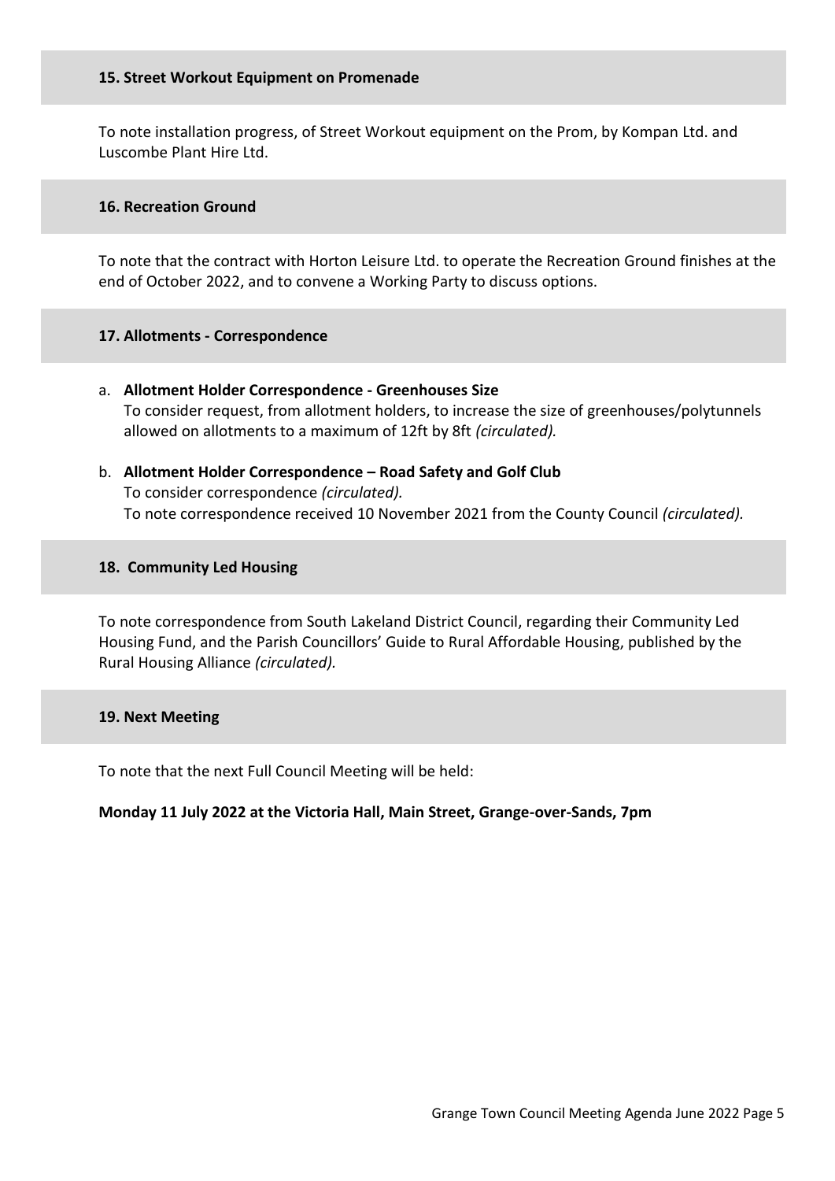## 15. Street Workout Equipment on Promenade

To note installation progress, of Street Workout equipment on the Prom, by Kompan Ltd. and Luscombe Plant Hire Ltd.

## 16. Recreation Ground

To note that the contract with Horton Leisure Ltd. to operate the Recreation Ground finishes at the end of October 2022, and to convene a Working Party to discuss options.

## 17. Allotments - Correspondence

a. **Allotment Holder Correspondence - Greenhouses Size**
   To consider request, from allotment holders, to increase the size of greenhouses/polytunnels allowed on allotments to a maximum of 12ft by 8ft *(circulated).*

b. **Allotment Holder Correspondence – Road Safety and Golf Club**
   To consider correspondence *(circulated).*
   To note correspondence received 10 November 2021 from the County Council *(circulated).*

## 18. Community Led Housing

To note correspondence from South Lakeland District Council, regarding their Community Led Housing Fund, and the Parish Councillors' Guide to Rural Affordable Housing, published by the Rural Housing Alliance *(circulated).*

## 19. Next Meeting

To note that the next Full Council Meeting will be held:

**Monday 11 July 2022 at the Victoria Hall, Main Street, Grange-over-Sands, 7pm**